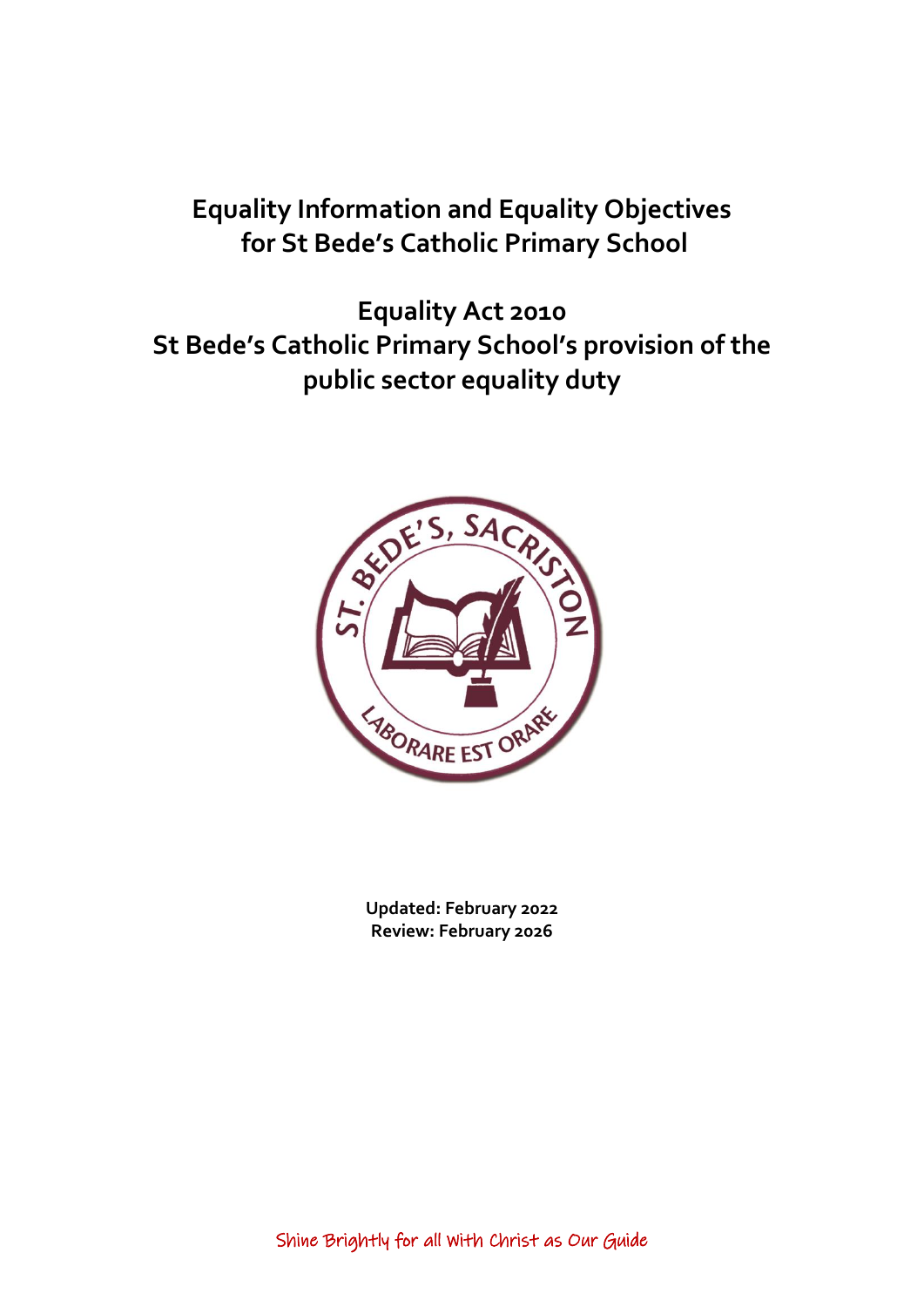# Equality Information and Equality Objectives for St Bede's Catholic Primary School

## Equality Act 2010
## St Bede's Catholic Primary School's provision of the public sector equality duty

**Updated: February 2022**
**Review: February 2026**

Shine Brightly for all With Christ as Our Guide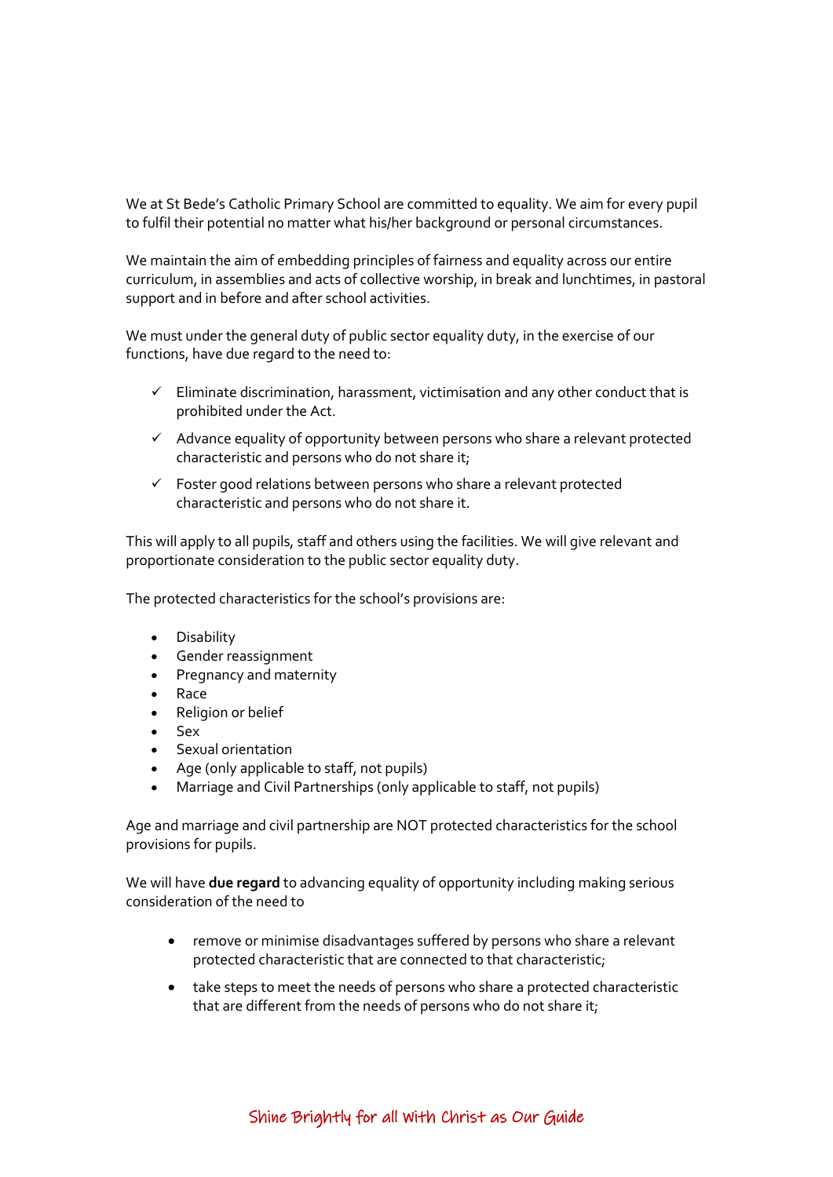We at St Bede's Catholic Primary School are committed to equality. We aim for every pupil to fulfil their potential no matter what his/her background or personal circumstances.

We maintain the aim of embedding principles of fairness and equality across our entire curriculum, in assemblies and acts of collective worship, in break and lunchtimes, in pastoral support and in before and after school activities.

We must under the general duty of public sector equality duty, in the exercise of our functions, have due regard to the need to:

- ✓ Eliminate discrimination, harassment, victimisation and any other conduct that is prohibited under the Act.
- ✓ Advance equality of opportunity between persons who share a relevant protected characteristic and persons who do not share it;
- ✓ Foster good relations between persons who share a relevant protected characteristic and persons who do not share it.

This will apply to all pupils, staff and others using the facilities. We will give relevant and proportionate consideration to the public sector equality duty.

The protected characteristics for the school's provisions are:

- Disability
- Gender reassignment
- Pregnancy and maternity
- Race
- Religion or belief
- Sex
- Sexual orientation
- Age (only applicable to staff, not pupils)
- Marriage and Civil Partnerships (only applicable to staff, not pupils)

Age and marriage and civil partnership are NOT protected characteristics for the school provisions for pupils.

We will have **due regard** to advancing equality of opportunity including making serious consideration of the need to

- remove or minimise disadvantages suffered by persons who share a relevant protected characteristic that are connected to that characteristic;
- take steps to meet the needs of persons who share a protected characteristic that are different from the needs of persons who do not share it;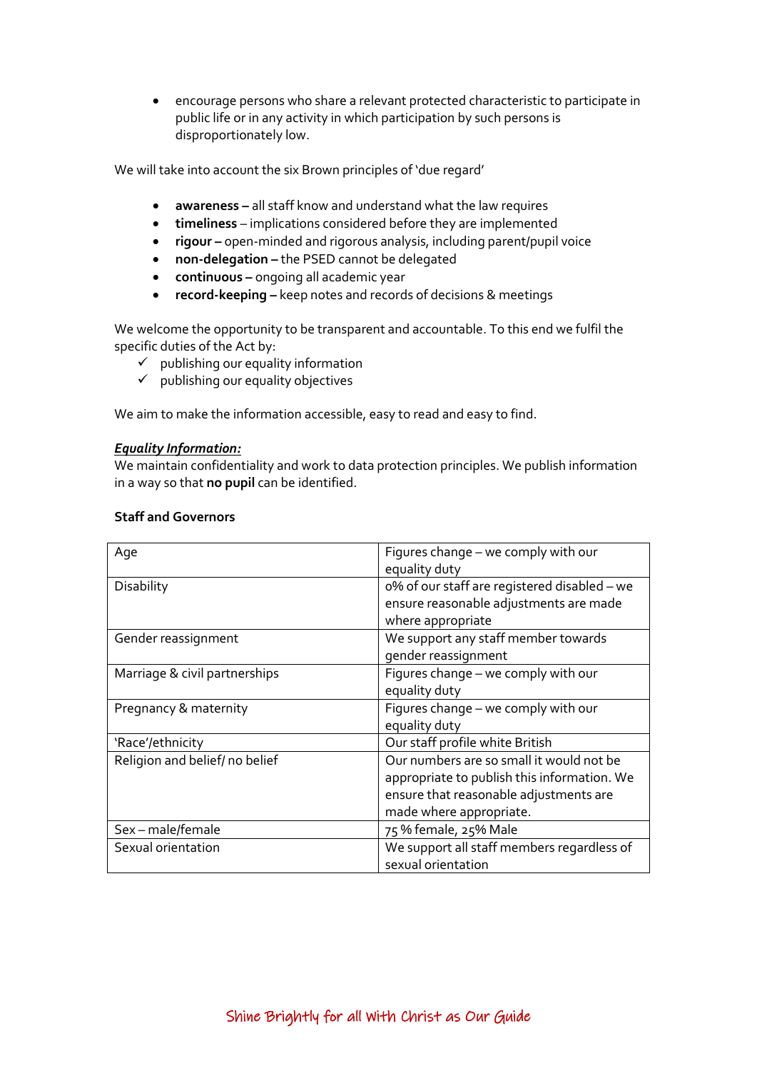- encourage persons who share a relevant protected characteristic to participate in public life or in any activity in which participation by such persons is disproportionately low.

We will take into account the six Brown principles of 'due regard'

- **awareness –** all staff know and understand what the law requires
- **timeliness** – implications considered before they are implemented
- **rigour –** open-minded and rigorous analysis, including parent/pupil voice
- **non-delegation –** the PSED cannot be delegated
- **continuous –** ongoing all academic year
- **record-keeping –** keep notes and records of decisions & meetings

We welcome the opportunity to be transparent and accountable. To this end we fulfil the specific duties of the Act by:

- ✓ publishing our equality information
- ✓ publishing our equality objectives

We aim to make the information accessible, easy to read and easy to find.

***Equality Information:***

We maintain confidentiality and work to data protection principles. We publish information in a way so that **no pupil** can be identified.

**Staff and Governors**

| | |
|---|---|
| Age | Figures change – we comply with our equality duty |
| Disability | 0% of our staff are registered disabled – we ensure reasonable adjustments are made where appropriate |
| Gender reassignment | We support any staff member towards gender reassignment |
| Marriage & civil partnerships | Figures change – we comply with our equality duty |
| Pregnancy & maternity | Figures change – we comply with our equality duty |
| 'Race'/ethnicity | Our staff profile white British |
| Religion and belief/ no belief | Our numbers are so small it would not be appropriate to publish this information. We ensure that reasonable adjustments are made where appropriate. |
| Sex – male/female | 75 % female, 25% Male |
| Sexual orientation | We support all staff members regardless of sexual orientation |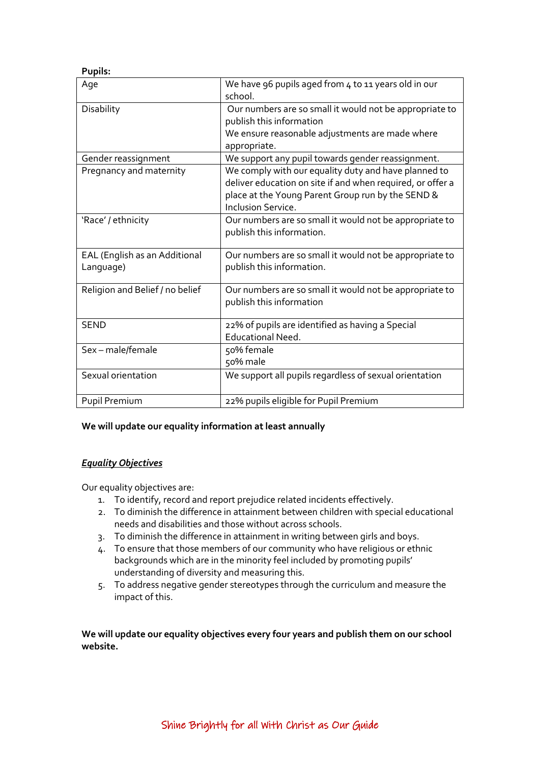**Pupils:**

| Age | We have 96 pupils aged from 4 to 11 years old in our school. |
|---|---|
| Disability | Our numbers are so small it would not be appropriate to publish this information<br>We ensure reasonable adjustments are made where appropriate. |
| Gender reassignment | We support any pupil towards gender reassignment. |
| Pregnancy and maternity | We comply with our equality duty and have planned to deliver education on site if and when required, or offer a place at the Young Parent Group run by the SEND & Inclusion Service. |
| 'Race' / ethnicity | Our numbers are so small it would not be appropriate to publish this information. |
| EAL (English as an Additional Language) | Our numbers are so small it would not be appropriate to publish this information. |
| Religion and Belief / no belief | Our numbers are so small it would not be appropriate to publish this information |
| SEND | 22% of pupils are identified as having a Special Educational Need. |
| Sex – male/female | 50% female<br>50% male |
| Sexual orientation | We support all pupils regardless of sexual orientation |
| Pupil Premium | 22% pupils eligible for Pupil Premium |

**We will update our equality information at least annually**

***Equality Objectives***

Our equality objectives are:

1. To identify, record and report prejudice related incidents effectively.
2. To diminish the difference in attainment between children with special educational needs and disabilities and those without across schools.
3. To diminish the difference in attainment in writing between girls and boys.
4. To ensure that those members of our community who have religious or ethnic backgrounds which are in the minority feel included by promoting pupils' understanding of diversity and measuring this.
5. To address negative gender stereotypes through the curriculum and measure the impact of this.

**We will update our equality objectives every four years and publish them on our school website.**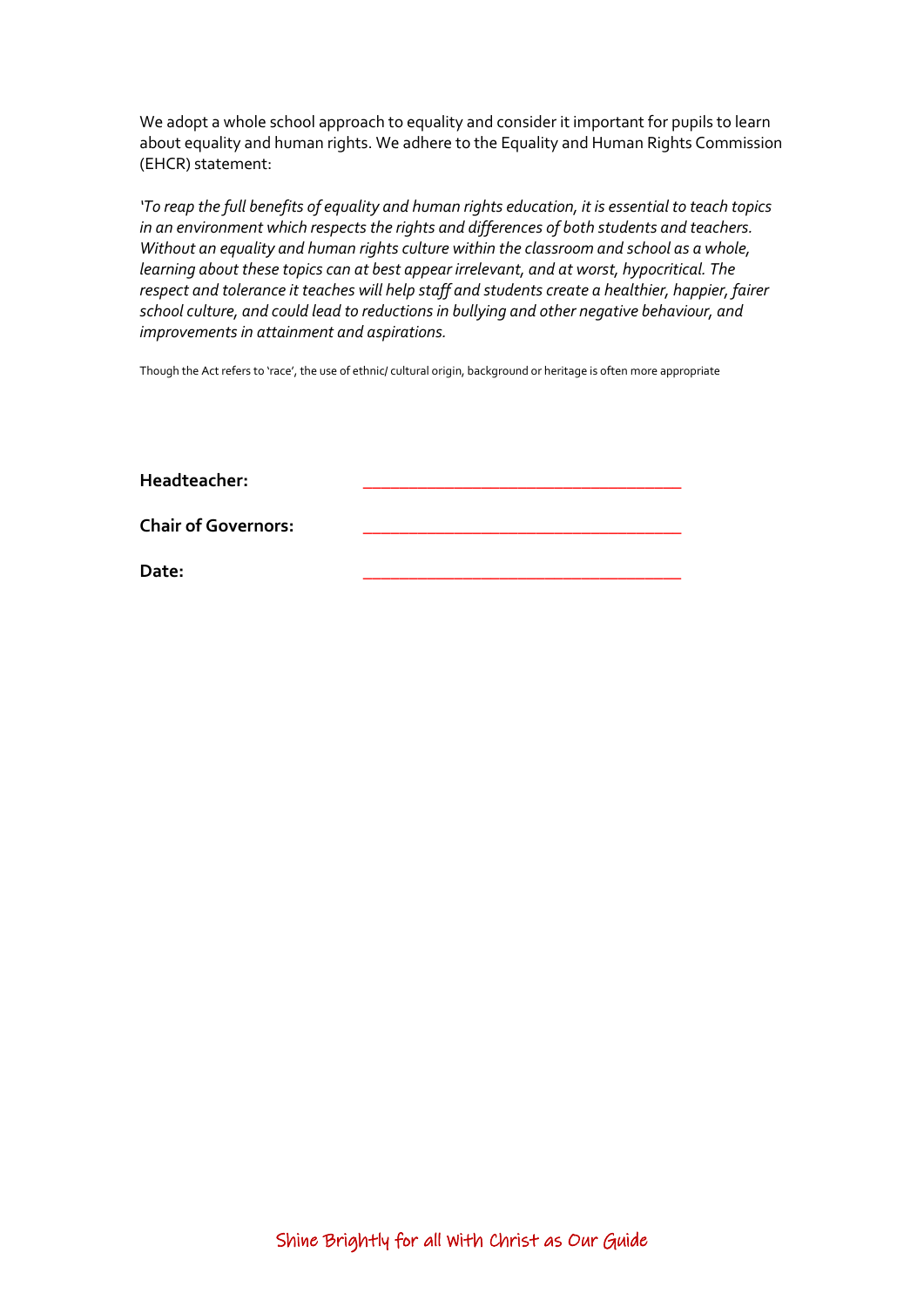We adopt a whole school approach to equality and consider it important for pupils to learn about equality and human rights. We adhere to the Equality and Human Rights Commission (EHCR) statement:

*'To reap the full benefits of equality and human rights education, it is essential to teach topics in an environment which respects the rights and differences of both students and teachers. Without an equality and human rights culture within the classroom and school as a whole, learning about these topics can at best appear irrelevant, and at worst, hypocritical. The respect and tolerance it teaches will help staff and students create a healthier, happier, fairer school culture, and could lead to reductions in bullying and other negative behaviour, and improvements in attainment and aspirations.*

Though the Act refers to 'race', the use of ethnic/ cultural origin, background or heritage is often more appropriate

**Headteacher:** ________________________________

**Chair of Governors:** ________________________________

**Date:** ________________________________